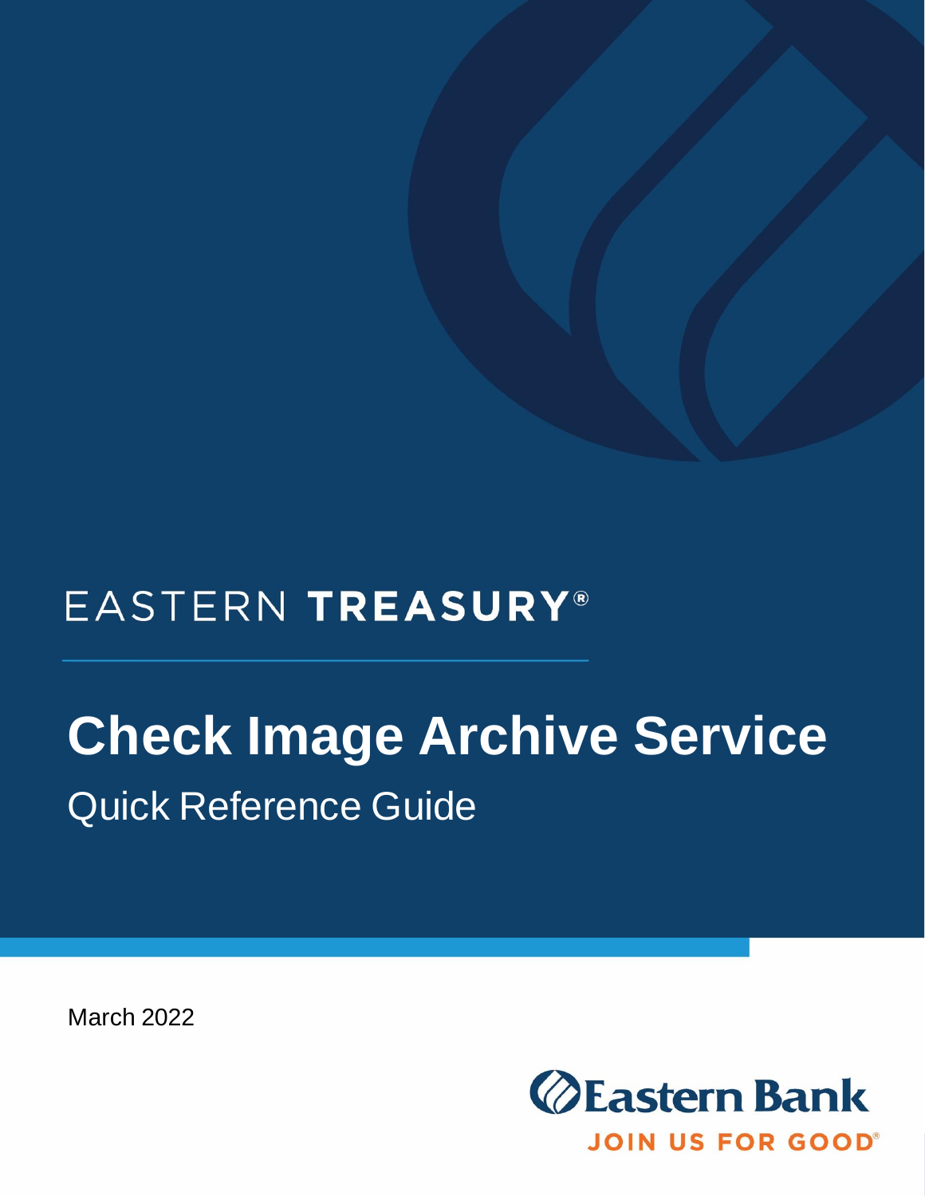EASTERN **TREASURY**®

# Check Image Archive Service

## Quick Reference Guide

March 2022

Eastern Bank

JOIN US FOR GOOD®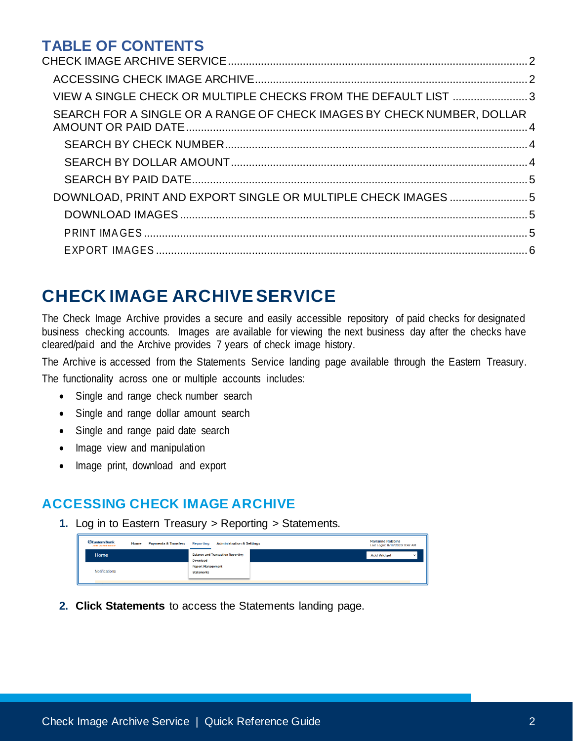# TABLE OF CONTENTS

CHECK IMAGE ARCHIVE SERVICE ..... 2
- ACCESSING CHECK IMAGE ARCHIVE ..... 2
- VIEW A SINGLE CHECK OR MULTIPLE CHECKS FROM THE DEFAULT LIST ..... 3
- SEARCH FOR A SINGLE OR A RANGE OF CHECK IMAGES BY CHECK NUMBER, DOLLAR AMOUNT OR PAID DATE ..... 4
  - SEARCH BY CHECK NUMBER ..... 4
  - SEARCH BY DOLLAR AMOUNT ..... 4
  - SEARCH BY PAID DATE ..... 5
- DOWNLOAD, PRINT AND EXPORT SINGLE OR MULTIPLE CHECK IMAGES ..... 5
  - DOWNLOAD IMAGES ..... 5
  - PRINT IMAGES ..... 5
  - EXPORT IMAGES ..... 6

# CHECK IMAGE ARCHIVE SERVICE

The Check Image Archive provides a secure and easily accessible repository of paid checks for designated business checking accounts. Images are available for viewing the next business day after the checks have cleared/paid and the Archive provides 7 years of check image history.

The Archive is accessed from the Statements Service landing page available through the Eastern Treasury.

The functionality across one or multiple accounts includes:

- Single and range check number search
- Single and range dollar amount search
- Single and range paid date search
- Image view and manipulation
- Image print, download and export

## ACCESSING CHECK IMAGE ARCHIVE

1. Log in to Eastern Treasury > Reporting > Statements.

2. **Click Statements** to access the Statements landing page.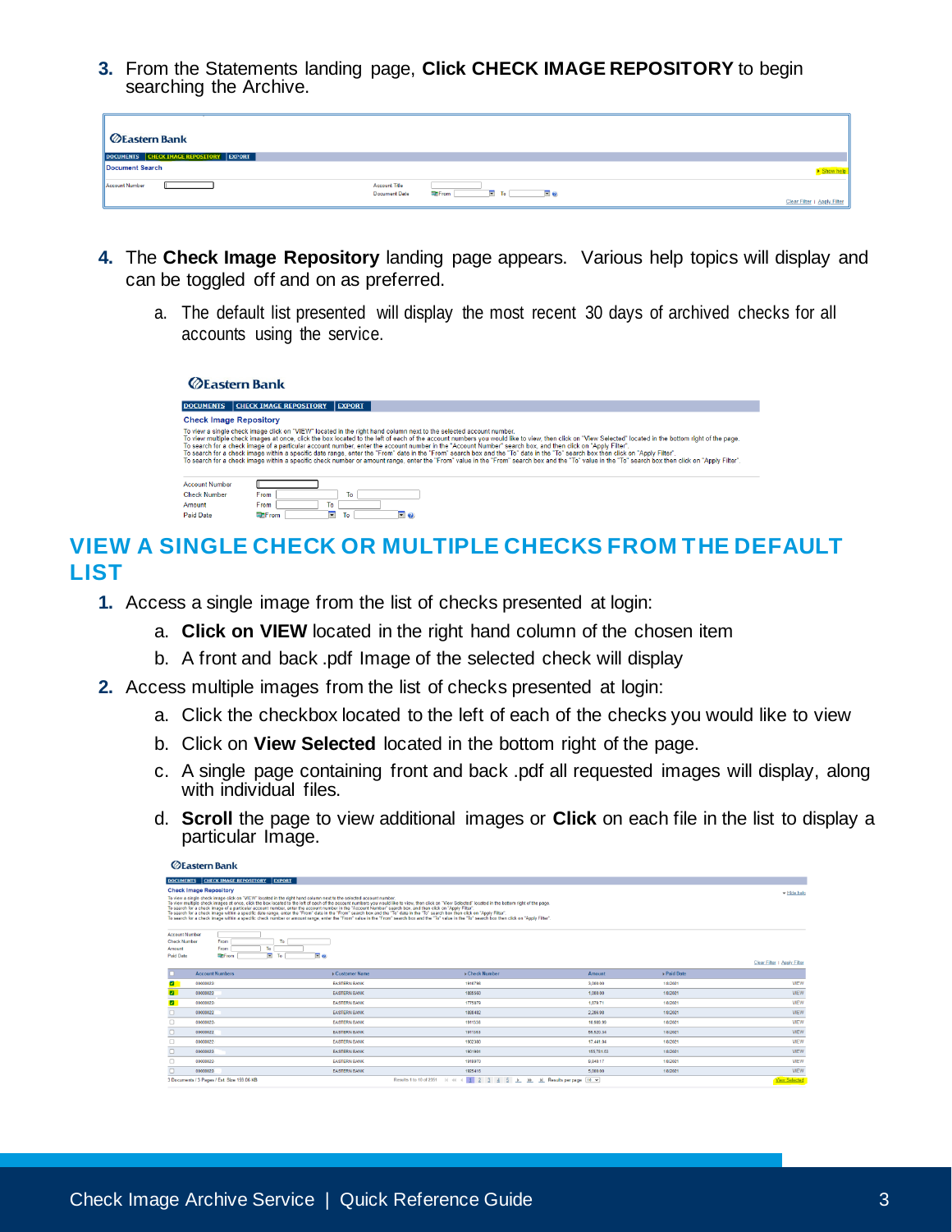3. From the Statements landing page, **Click CHECK IMAGE REPOSITORY** to begin searching the Archive.

4. The **Check Image Repository** landing page appears. Various help topics will display and can be toggled off and on as preferred.

   a. The default list presented will display the most recent 30 days of archived checks for all accounts using the service.

## VIEW A SINGLE CHECK OR MULTIPLE CHECKS FROM THE DEFAULT LIST

1. Access a single image from the list of checks presented at login:
   a. **Click on VIEW** located in the right hand column of the chosen item
   b. A front and back .pdf Image of the selected check will display
2. Access multiple images from the list of checks presented at login:
   a. Click the checkbox located to the left of each of the checks you would like to view
   b. Click on **View Selected** located in the bottom right of the page.
   c. A single page containing front and back .pdf all requested images will display, along with individual files.
   d. **Scroll** the page to view additional images or **Click** on each file in the list to display a particular Image.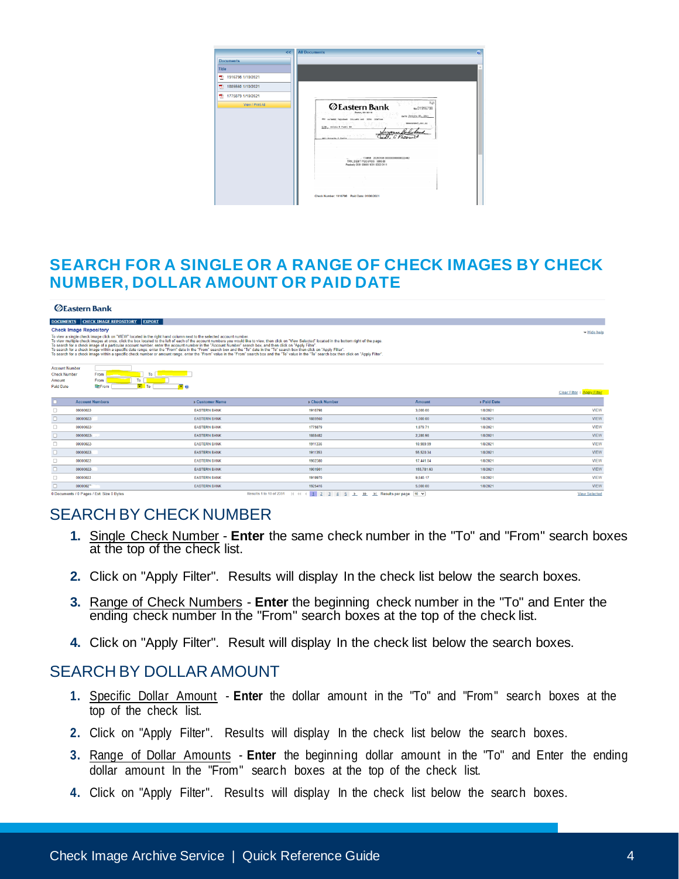## SEARCH FOR A SINGLE OR A RANGE OF CHECK IMAGES BY CHECK NUMBER, DOLLAR AMOUNT OR PAID DATE

### SEARCH BY CHECK NUMBER

1. Single Check Number - **Enter** the same check number in the "To" and "From" search boxes at the top of the check list.
2. Click on "Apply Filter". Results will display In the check list below the search boxes.
3. Range of Check Numbers - **Enter** the beginning check number in the "To" and Enter the ending check number In the "From" search boxes at the top of the check list.
4. Click on "Apply Filter". Result will display In the check list below the search boxes.

### SEARCH BY DOLLAR AMOUNT

1. Specific Dollar Amount - **Enter** the dollar amount in the "To" and "From" search boxes at the top of the check list.
2. Click on "Apply Filter". Results will display In the check list below the search boxes.
3. Range of Dollar Amounts - **Enter** the beginning dollar amount in the "To" and Enter the ending dollar amount In the "From" search boxes at the top of the check list.
4. Click on "Apply Filter". Results will display In the check list below the search boxes.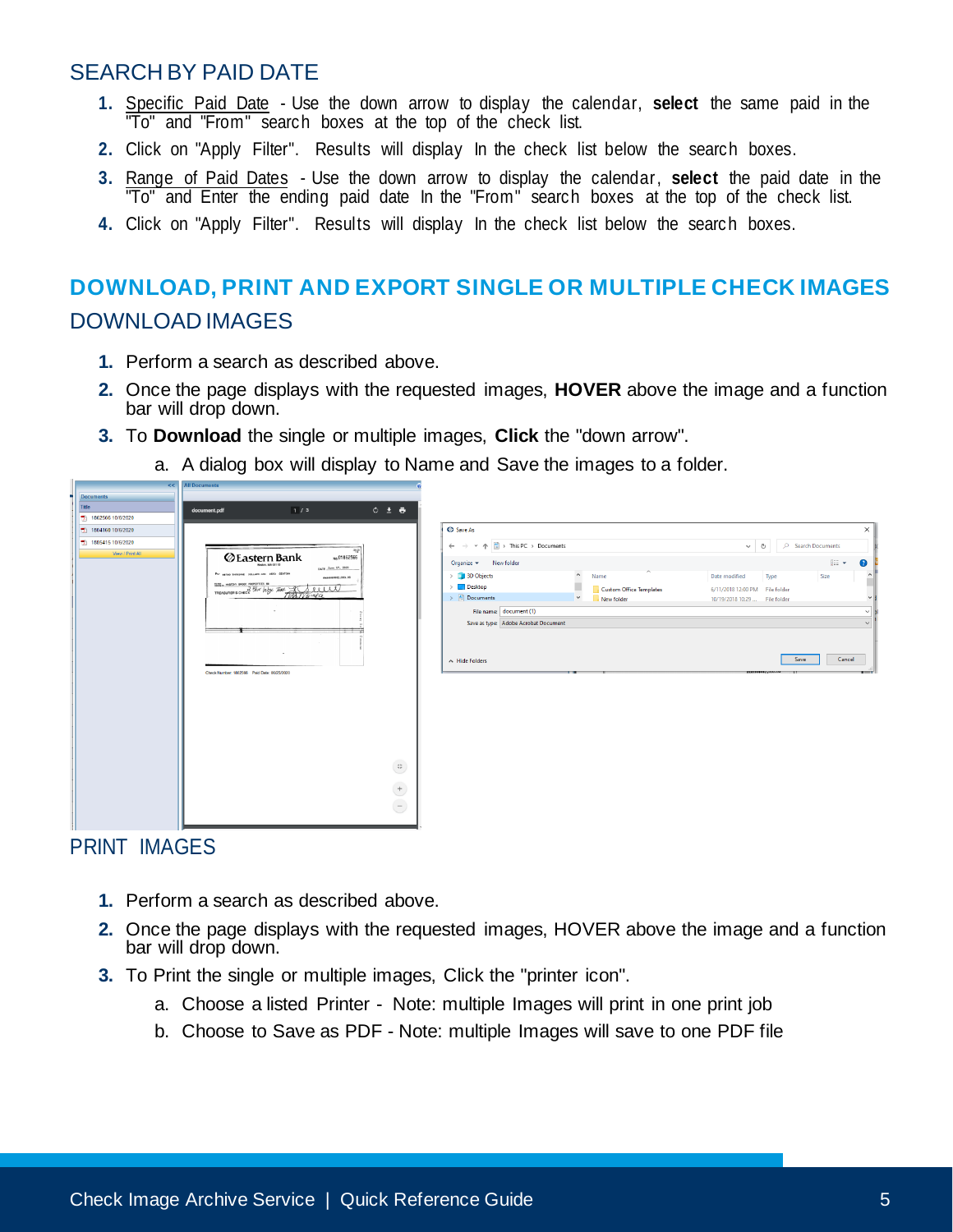## SEARCH BY PAID DATE

1. Specific Paid Date - Use the down arrow to display the calendar, **select** the same paid in the "To" and "From" search boxes at the top of the check list.
2. Click on "Apply Filter". Results will display In the check list below the search boxes.
3. Range of Paid Dates - Use the down arrow to display the calendar, **select** the paid date in the "To" and Enter the ending paid date In the "From" search boxes at the top of the check list.
4. Click on "Apply Filter". Results will display In the check list below the search boxes.

# DOWNLOAD, PRINT AND EXPORT SINGLE OR MULTIPLE CHECK IMAGES

## DOWNLOAD IMAGES

1. Perform a search as described above.
2. Once the page displays with the requested images, **HOVER** above the image and a function bar will drop down.
3. To **Download** the single or multiple images, **Click** the "down arrow".
   a. A dialog box will display to Name and Save the images to a folder.

## PRINT IMAGES

1. Perform a search as described above.
2. Once the page displays with the requested images, HOVER above the image and a function bar will drop down.
3. To Print the single or multiple images, Click the "printer icon".
   a. Choose a listed Printer - Note: multiple Images will print in one print job
   b. Choose to Save as PDF - Note: multiple Images will save to one PDF file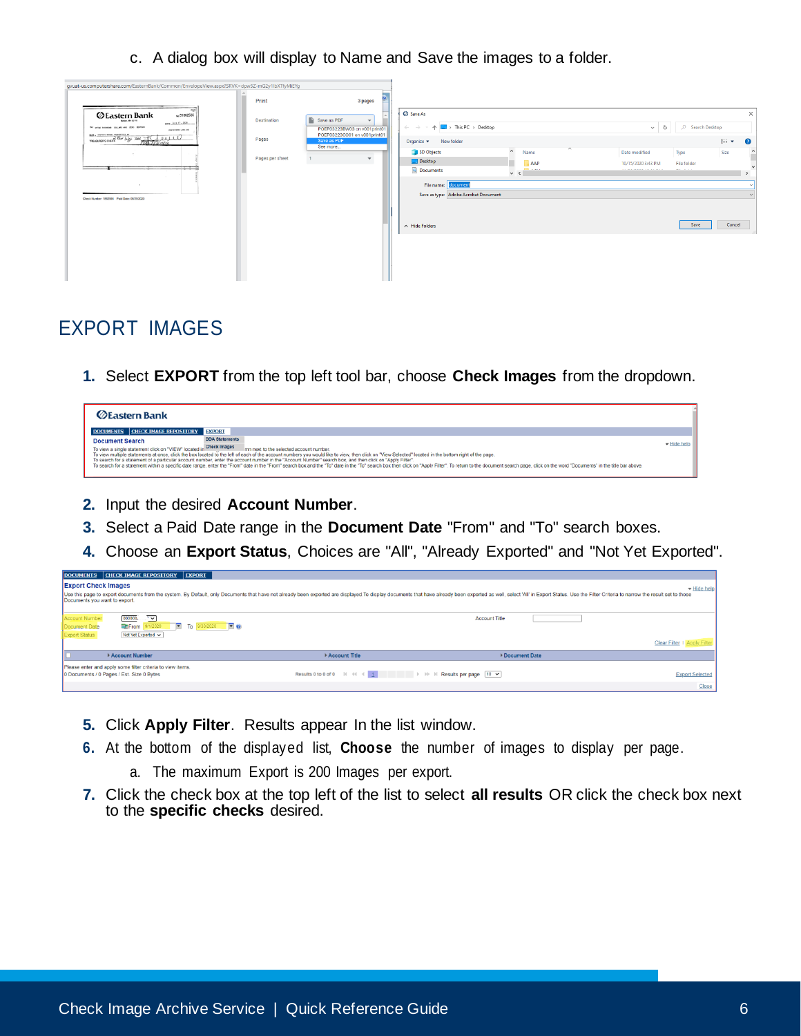c. A dialog box will display to Name and Save the images to a folder.

## EXPORT IMAGES

1. Select **EXPORT** from the top left tool bar, choose **Check Images** from the dropdown.
2. Input the desired **Account Number**.
3. Select a Paid Date range in the **Document Date** "From" and "To" search boxes.
4. Choose an **Export Status**, Choices are "All", "Already Exported" and "Not Yet Exported".
5. Click **Apply Filter**. Results appear In the list window.
6. At the bottom of the displayed list, **Choose** the number of images to display per page.
   a. The maximum Export is 200 Images per export.
7. Click the check box at the top left of the list to select **all results** OR click the check box next to the **specific checks** desired.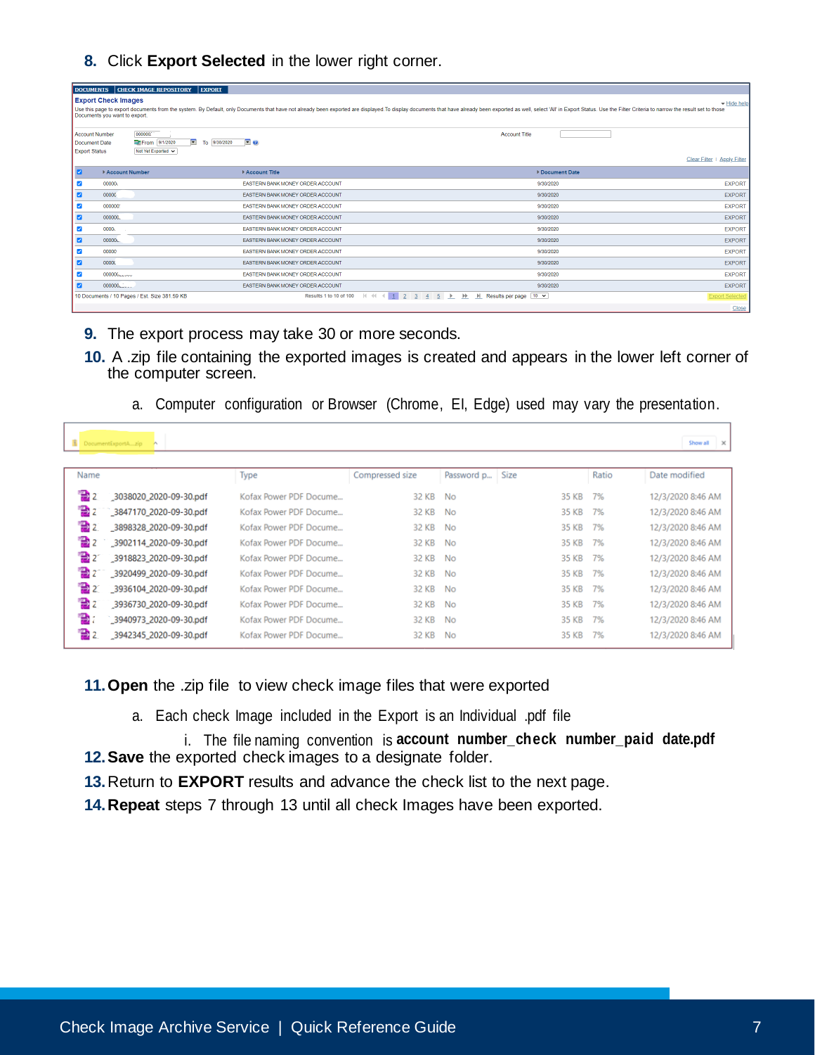8. Click **Export Selected** in the lower right corner.

9. The export process may take 30 or more seconds.
10. A .zip file containing the exported images is created and appears in the lower left corner of the computer screen.
    a. Computer configuration or Browser (Chrome, EI, Edge) used may vary the presentation.

11. **Open** the .zip file to view check image files that were exported
    a. Each check Image included in the Export is an Individual .pdf file
        i. The file naming convention is **account number_check number_paid date.pdf**
12. **Save** the exported check images to a designate folder.
13. Return to **EXPORT** results and advance the check list to the next page.
14. **Repeat** steps 7 through 13 until all check Images have been exported.